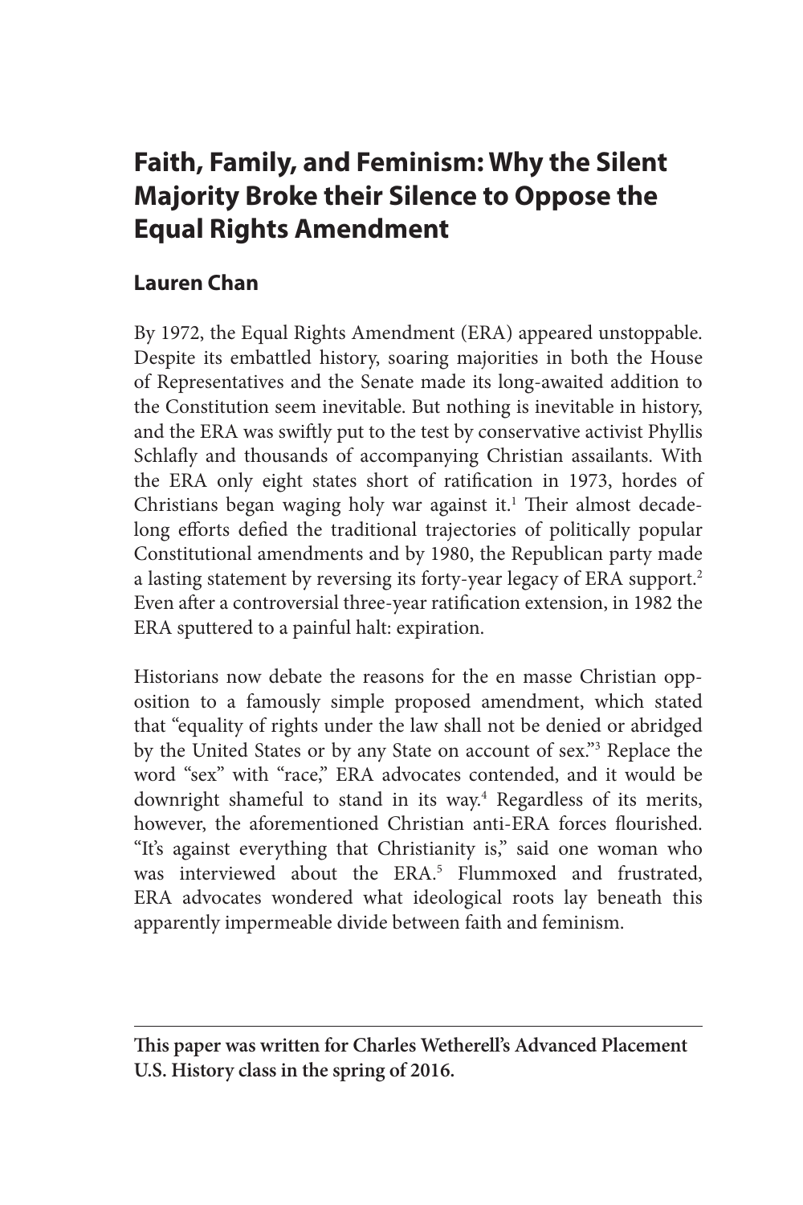# Faith, Family, and Feminism: Why the Silent Majority Broke their Silence to Oppose the Equal Rights Amendment

## Lauren Chan

By 1972, the Equal Rights Amendment (ERA) appeared unstoppable. Despite its embattled history, soaring majorities in both the House of Representatives and the Senate made its long-awaited addition to the Constitution seem inevitable. But nothing is inevitable in history, and the ERA was swiftly put to the test by conservative activist Phyllis Schlafly and thousands of accompanying Christian assailants. With the ERA only eight states short of ratification in 1973, hordes of Christians began waging holy war against it.[1] Their almost decade-long efforts defied the traditional trajectories of politically popular Constitutional amendments and by 1980, the Republican party made a lasting statement by reversing its forty-year legacy of ERA support.[2] Even after a controversial three-year ratification extension, in 1982 the ERA sputtered to a painful halt: expiration.

Historians now debate the reasons for the en masse Christian opposition to a famously simple proposed amendment, which stated that "equality of rights under the law shall not be denied or abridged by the United States or by any State on account of sex."[3] Replace the word "sex" with "race," ERA advocates contended, and it would be downright shameful to stand in its way.[4] Regardless of its merits, however, the aforementioned Christian anti-ERA forces flourished. "It's against everything that Christianity is," said one woman who was interviewed about the ERA.[5] Flummoxed and frustrated, ERA advocates wondered what ideological roots lay beneath this apparently impermeable divide between faith and feminism.

---

**This paper was written for Charles Wetherell's Advanced Placement U.S. History class in the spring of 2016.**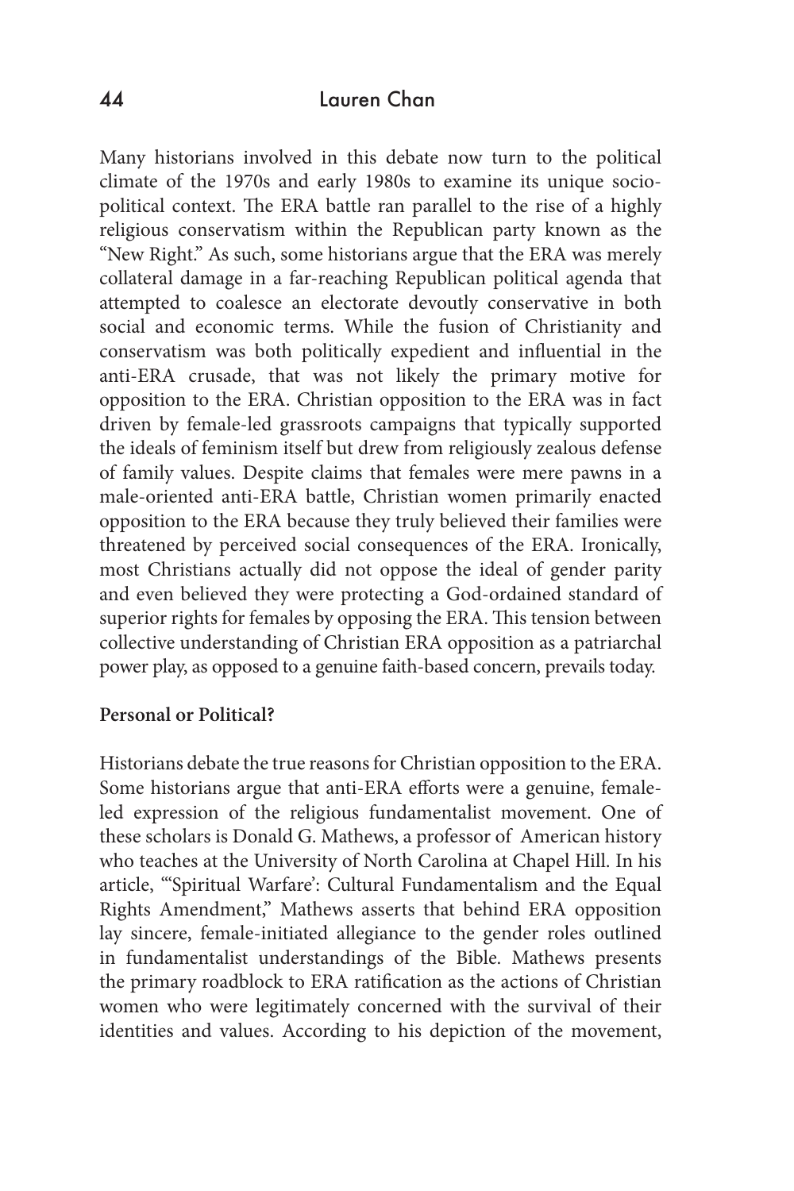Many historians involved in this debate now turn to the political climate of the 1970s and early 1980s to examine its unique socio-political context. The ERA battle ran parallel to the rise of a highly religious conservatism within the Republican party known as the "New Right." As such, some historians argue that the ERA was merely collateral damage in a far-reaching Republican political agenda that attempted to coalesce an electorate devoutly conservative in both social and economic terms. While the fusion of Christianity and conservatism was both politically expedient and influential in the anti-ERA crusade, that was not likely the primary motive for opposition to the ERA. Christian opposition to the ERA was in fact driven by female-led grassroots campaigns that typically supported the ideals of feminism itself but drew from religiously zealous defense of family values. Despite claims that females were mere pawns in a male-oriented anti-ERA battle, Christian women primarily enacted opposition to the ERA because they truly believed their families were threatened by perceived social consequences of the ERA. Ironically, most Christians actually did not oppose the ideal of gender parity and even believed they were protecting a God-ordained standard of superior rights for females by opposing the ERA. This tension between collective understanding of Christian ERA opposition as a patriarchal power play, as opposed to a genuine faith-based concern, prevails today.

**Personal or Political?**

Historians debate the true reasons for Christian opposition to the ERA. Some historians argue that anti-ERA efforts were a genuine, female-led expression of the religious fundamentalist movement. One of these scholars is Donald G. Mathews, a professor of American history who teaches at the University of North Carolina at Chapel Hill. In his article, "'Spiritual Warfare': Cultural Fundamentalism and the Equal Rights Amendment," Mathews asserts that behind ERA opposition lay sincere, female-initiated allegiance to the gender roles outlined in fundamentalist understandings of the Bible. Mathews presents the primary roadblock to ERA ratification as the actions of Christian women who were legitimately concerned with the survival of their identities and values. According to his depiction of the movement,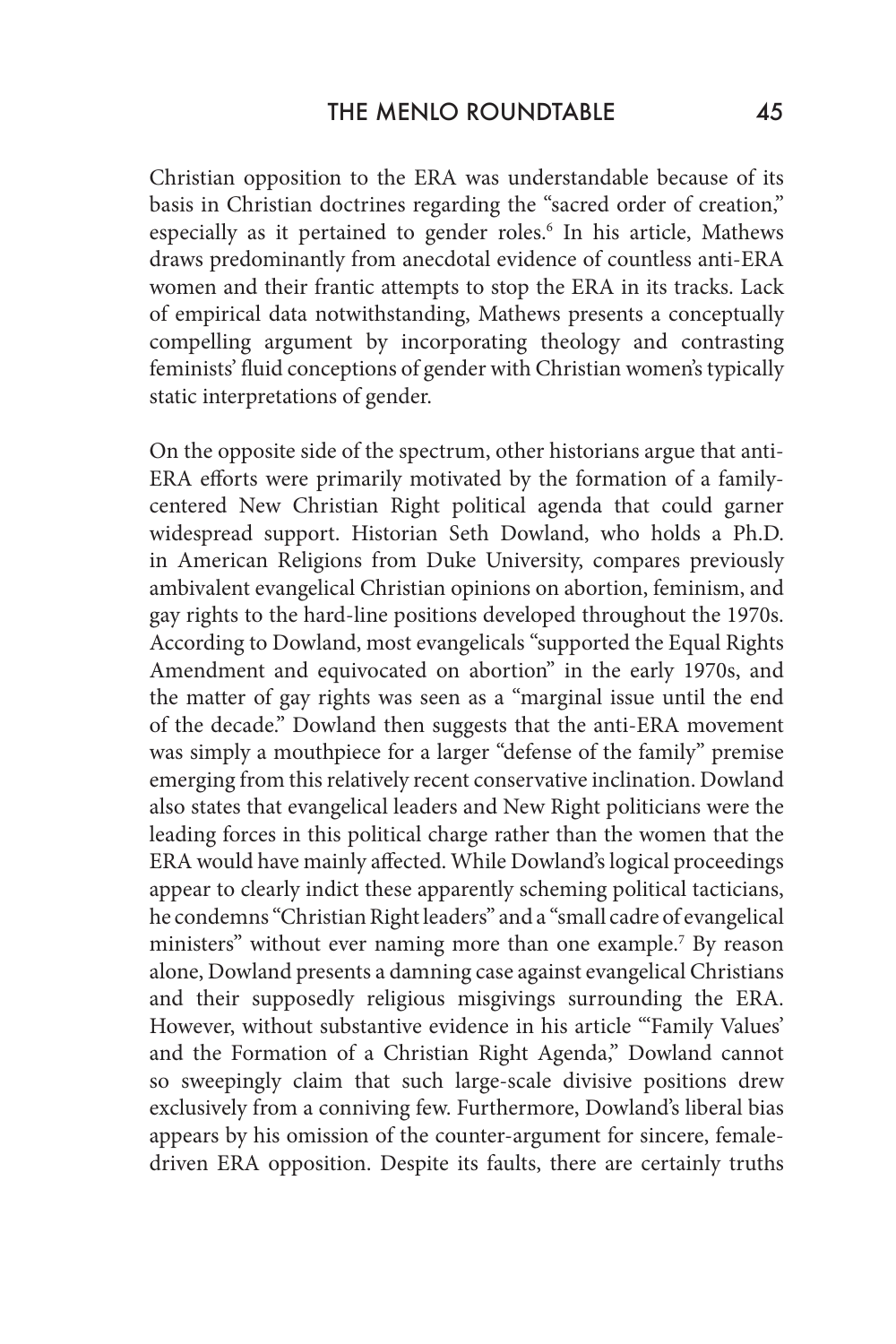Christian opposition to the ERA was understandable because of its basis in Christian doctrines regarding the "sacred order of creation," especially as it pertained to gender roles.[6] In his article, Mathews draws predominantly from anecdotal evidence of countless anti-ERA women and their frantic attempts to stop the ERA in its tracks. Lack of empirical data notwithstanding, Mathews presents a conceptually compelling argument by incorporating theology and contrasting feminists' fluid conceptions of gender with Christian women's typically static interpretations of gender.

On the opposite side of the spectrum, other historians argue that anti-ERA efforts were primarily motivated by the formation of a family-centered New Christian Right political agenda that could garner widespread support. Historian Seth Dowland, who holds a Ph.D. in American Religions from Duke University, compares previously ambivalent evangelical Christian opinions on abortion, feminism, and gay rights to the hard-line positions developed throughout the 1970s. According to Dowland, most evangelicals "supported the Equal Rights Amendment and equivocated on abortion" in the early 1970s, and the matter of gay rights was seen as a "marginal issue until the end of the decade." Dowland then suggests that the anti-ERA movement was simply a mouthpiece for a larger "defense of the family" premise emerging from this relatively recent conservative inclination. Dowland also states that evangelical leaders and New Right politicians were the leading forces in this political charge rather than the women that the ERA would have mainly affected. While Dowland's logical proceedings appear to clearly indict these apparently scheming political tacticians, he condemns "Christian Right leaders" and a "small cadre of evangelical ministers" without ever naming more than one example.[7] By reason alone, Dowland presents a damning case against evangelical Christians and their supposedly religious misgivings surrounding the ERA. However, without substantive evidence in his article "'Family Values' and the Formation of a Christian Right Agenda," Dowland cannot so sweepingly claim that such large-scale divisive positions drew exclusively from a conniving few. Furthermore, Dowland's liberal bias appears by his omission of the counter-argument for sincere, female-driven ERA opposition. Despite its faults, there are certainly truths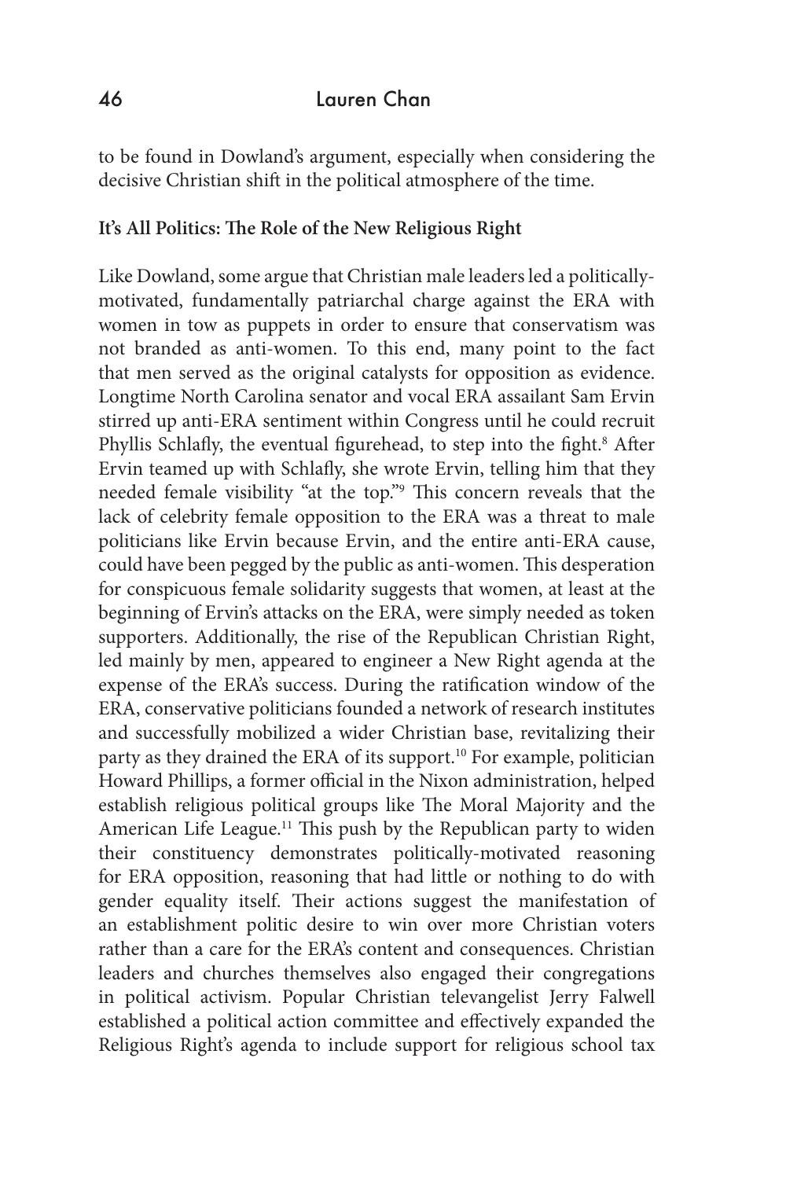to be found in Dowland's argument, especially when considering the decisive Christian shift in the political atmosphere of the time.

**It's All Politics: The Role of the New Religious Right**

Like Dowland, some argue that Christian male leaders led a politically-motivated, fundamentally patriarchal charge against the ERA with women in tow as puppets in order to ensure that conservatism was not branded as anti-women. To this end, many point to the fact that men served as the original catalysts for opposition as evidence. Longtime North Carolina senator and vocal ERA assailant Sam Ervin stirred up anti-ERA sentiment within Congress until he could recruit Phyllis Schlafly, the eventual figurehead, to step into the fight.[8] After Ervin teamed up with Schlafly, she wrote Ervin, telling him that they needed female visibility "at the top."[9] This concern reveals that the lack of celebrity female opposition to the ERA was a threat to male politicians like Ervin because Ervin, and the entire anti-ERA cause, could have been pegged by the public as anti-women. This desperation for conspicuous female solidarity suggests that women, at least at the beginning of Ervin's attacks on the ERA, were simply needed as token supporters. Additionally, the rise of the Republican Christian Right, led mainly by men, appeared to engineer a New Right agenda at the expense of the ERA's success. During the ratification window of the ERA, conservative politicians founded a network of research institutes and successfully mobilized a wider Christian base, revitalizing their party as they drained the ERA of its support.[10] For example, politician Howard Phillips, a former official in the Nixon administration, helped establish religious political groups like The Moral Majority and the American Life League.[11] This push by the Republican party to widen their constituency demonstrates politically-motivated reasoning for ERA opposition, reasoning that had little or nothing to do with gender equality itself. Their actions suggest the manifestation of an establishment politic desire to win over more Christian voters rather than a care for the ERA's content and consequences. Christian leaders and churches themselves also engaged their congregations in political activism. Popular Christian televangelist Jerry Falwell established a political action committee and effectively expanded the Religious Right's agenda to include support for religious school tax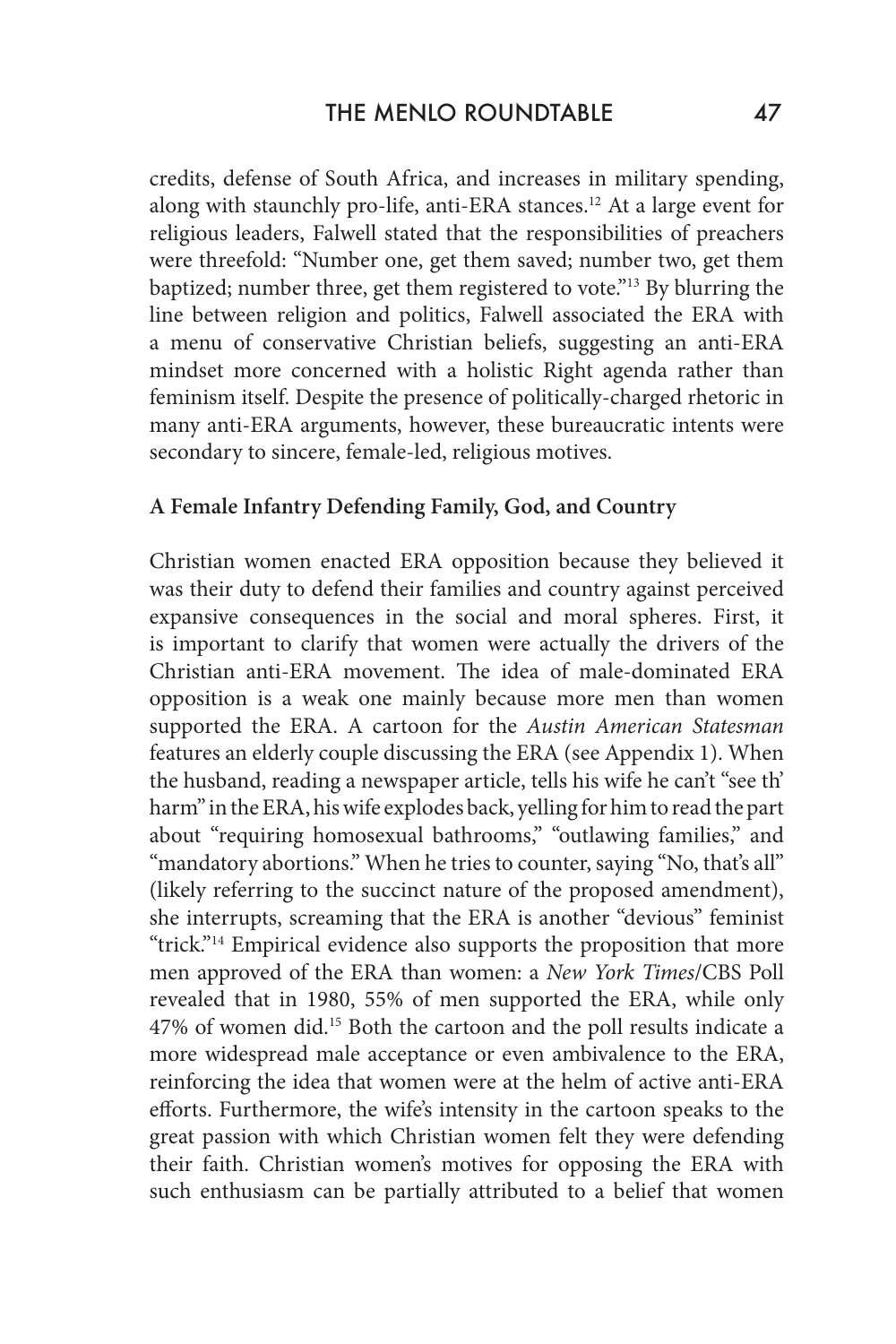credits, defense of South Africa, and increases in military spending, along with staunchly pro-life, anti-ERA stances.[12] At a large event for religious leaders, Falwell stated that the responsibilities of preachers were threefold: "Number one, get them saved; number two, get them baptized; number three, get them registered to vote."[13] By blurring the line between religion and politics, Falwell associated the ERA with a menu of conservative Christian beliefs, suggesting an anti-ERA mindset more concerned with a holistic Right agenda rather than feminism itself. Despite the presence of politically-charged rhetoric in many anti-ERA arguments, however, these bureaucratic intents were secondary to sincere, female-led, religious motives.

**A Female Infantry Defending Family, God, and Country**

Christian women enacted ERA opposition because they believed it was their duty to defend their families and country against perceived expansive consequences in the social and moral spheres. First, it is important to clarify that women were actually the drivers of the Christian anti-ERA movement. The idea of male-dominated ERA opposition is a weak one mainly because more men than women supported the ERA. A cartoon for the *Austin American Statesman* features an elderly couple discussing the ERA (see Appendix 1). When the husband, reading a newspaper article, tells his wife he can't "see th' harm" in the ERA, his wife explodes back, yelling for him to read the part about "requiring homosexual bathrooms," "outlawing families," and "mandatory abortions." When he tries to counter, saying "No, that's all" (likely referring to the succinct nature of the proposed amendment), she interrupts, screaming that the ERA is another "devious" feminist "trick."[14] Empirical evidence also supports the proposition that more men approved of the ERA than women: a *New York Times*/CBS Poll revealed that in 1980, 55% of men supported the ERA, while only 47% of women did.[15] Both the cartoon and the poll results indicate a more widespread male acceptance or even ambivalence to the ERA, reinforcing the idea that women were at the helm of active anti-ERA efforts. Furthermore, the wife's intensity in the cartoon speaks to the great passion with which Christian women felt they were defending their faith. Christian women's motives for opposing the ERA with such enthusiasm can be partially attributed to a belief that women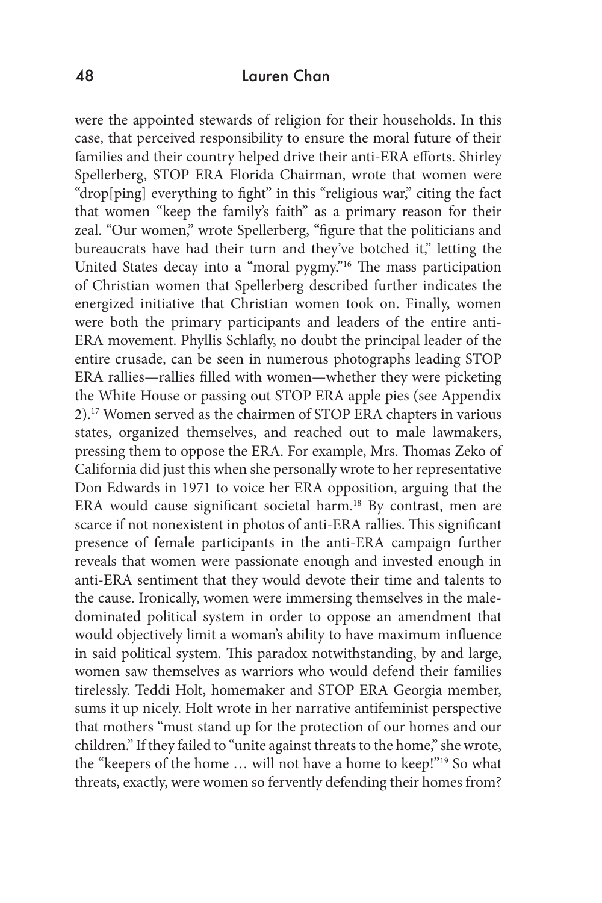were the appointed stewards of religion for their households. In this case, that perceived responsibility to ensure the moral future of their families and their country helped drive their anti-ERA efforts. Shirley Spellerberg, STOP ERA Florida Chairman, wrote that women were "drop[ping] everything to fight" in this "religious war," citing the fact that women "keep the family's faith" as a primary reason for their zeal. "Our women," wrote Spellerberg, "figure that the politicians and bureaucrats have had their turn and they've botched it," letting the United States decay into a "moral pygmy."[16] The mass participation of Christian women that Spellerberg described further indicates the energized initiative that Christian women took on. Finally, women were both the primary participants and leaders of the entire anti-ERA movement. Phyllis Schlafly, no doubt the principal leader of the entire crusade, can be seen in numerous photographs leading STOP ERA rallies—rallies filled with women—whether they were picketing the White House or passing out STOP ERA apple pies (see Appendix 2).[17] Women served as the chairmen of STOP ERA chapters in various states, organized themselves, and reached out to male lawmakers, pressing them to oppose the ERA. For example, Mrs. Thomas Zeko of California did just this when she personally wrote to her representative Don Edwards in 1971 to voice her ERA opposition, arguing that the ERA would cause significant societal harm.[18] By contrast, men are scarce if not nonexistent in photos of anti-ERA rallies. This significant presence of female participants in the anti-ERA campaign further reveals that women were passionate enough and invested enough in anti-ERA sentiment that they would devote their time and talents to the cause. Ironically, women were immersing themselves in the male-dominated political system in order to oppose an amendment that would objectively limit a woman's ability to have maximum influence in said political system. This paradox notwithstanding, by and large, women saw themselves as warriors who would defend their families tirelessly. Teddi Holt, homemaker and STOP ERA Georgia member, sums it up nicely. Holt wrote in her narrative antifeminist perspective that mothers "must stand up for the protection of our homes and our children." If they failed to "unite against threats to the home," she wrote, the "keepers of the home … will not have a home to keep!"[19] So what threats, exactly, were women so fervently defending their homes from?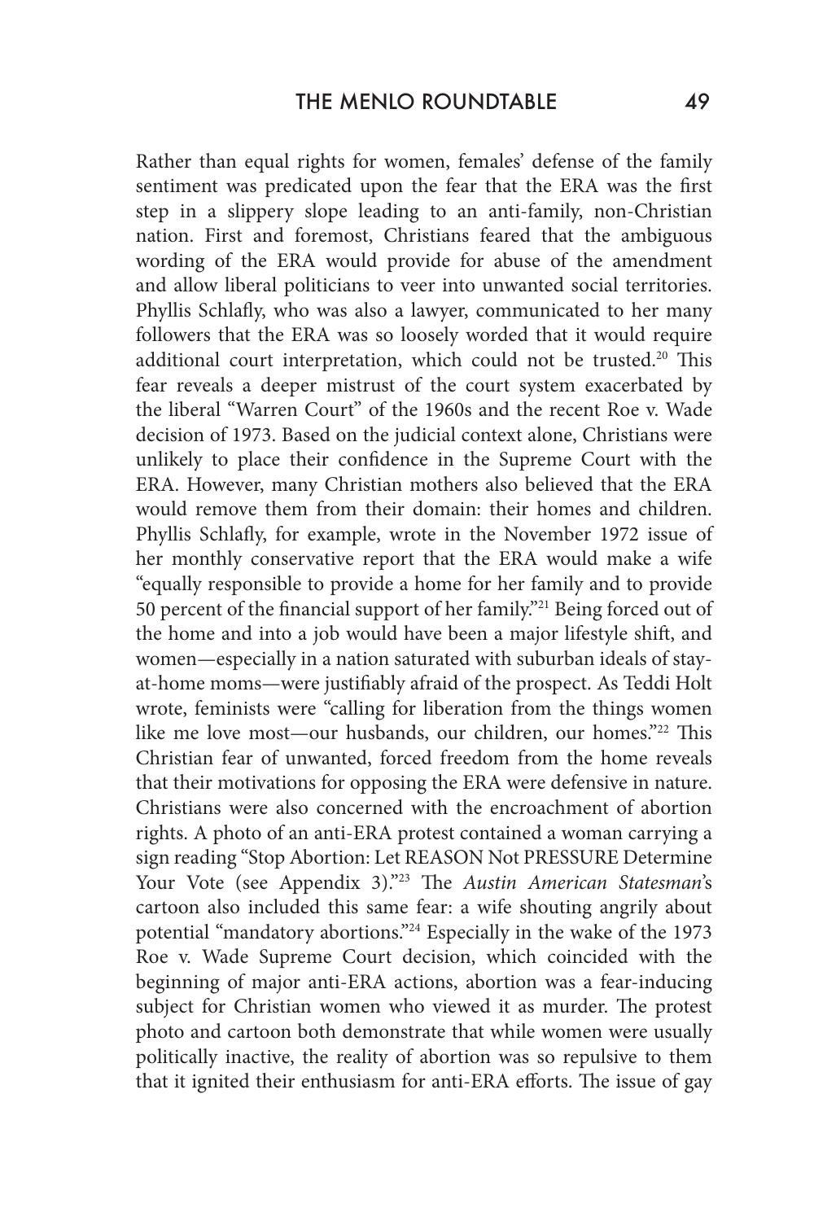Rather than equal rights for women, females' defense of the family sentiment was predicated upon the fear that the ERA was the first step in a slippery slope leading to an anti-family, non-Christian nation. First and foremost, Christians feared that the ambiguous wording of the ERA would provide for abuse of the amendment and allow liberal politicians to veer into unwanted social territories. Phyllis Schlafly, who was also a lawyer, communicated to her many followers that the ERA was so loosely worded that it would require additional court interpretation, which could not be trusted.[20] This fear reveals a deeper mistrust of the court system exacerbated by the liberal "Warren Court" of the 1960s and the recent Roe v. Wade decision of 1973. Based on the judicial context alone, Christians were unlikely to place their confidence in the Supreme Court with the ERA. However, many Christian mothers also believed that the ERA would remove them from their domain: their homes and children. Phyllis Schlafly, for example, wrote in the November 1972 issue of her monthly conservative report that the ERA would make a wife "equally responsible to provide a home for her family and to provide 50 percent of the financial support of her family."[21] Being forced out of the home and into a job would have been a major lifestyle shift, and women—especially in a nation saturated with suburban ideals of stay-at-home moms—were justifiably afraid of the prospect. As Teddi Holt wrote, feminists were "calling for liberation from the things women like me love most—our husbands, our children, our homes."[22] This Christian fear of unwanted, forced freedom from the home reveals that their motivations for opposing the ERA were defensive in nature. Christians were also concerned with the encroachment of abortion rights. A photo of an anti-ERA protest contained a woman carrying a sign reading "Stop Abortion: Let REASON Not PRESSURE Determine Your Vote (see Appendix 3)."[23] The *Austin American Statesman*'s cartoon also included this same fear: a wife shouting angrily about potential "mandatory abortions."[24] Especially in the wake of the 1973 Roe v. Wade Supreme Court decision, which coincided with the beginning of major anti-ERA actions, abortion was a fear-inducing subject for Christian women who viewed it as murder. The protest photo and cartoon both demonstrate that while women were usually politically inactive, the reality of abortion was so repulsive to them that it ignited their enthusiasm for anti-ERA efforts. The issue of gay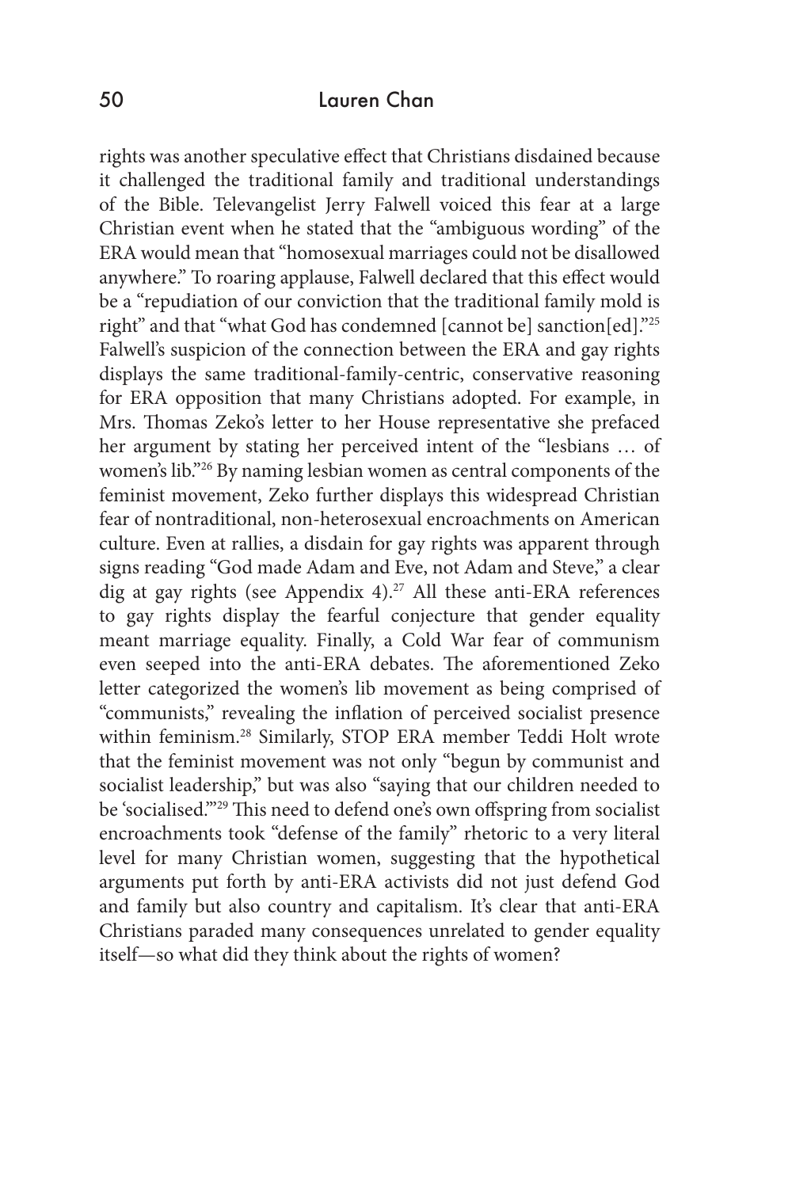rights was another speculative effect that Christians disdained because it challenged the traditional family and traditional understandings of the Bible. Televangelist Jerry Falwell voiced this fear at a large Christian event when he stated that the "ambiguous wording" of the ERA would mean that "homosexual marriages could not be disallowed anywhere." To roaring applause, Falwell declared that this effect would be a "repudiation of our conviction that the traditional family mold is right" and that "what God has condemned [cannot be] sanction[ed]."[25] Falwell's suspicion of the connection between the ERA and gay rights displays the same traditional-family-centric, conservative reasoning for ERA opposition that many Christians adopted. For example, in Mrs. Thomas Zeko's letter to her House representative she prefaced her argument by stating her perceived intent of the "lesbians … of women's lib."[26] By naming lesbian women as central components of the feminist movement, Zeko further displays this widespread Christian fear of nontraditional, non-heterosexual encroachments on American culture. Even at rallies, a disdain for gay rights was apparent through signs reading "God made Adam and Eve, not Adam and Steve," a clear dig at gay rights (see Appendix 4).[27] All these anti-ERA references to gay rights display the fearful conjecture that gender equality meant marriage equality. Finally, a Cold War fear of communism even seeped into the anti-ERA debates. The aforementioned Zeko letter categorized the women's lib movement as being comprised of "communists," revealing the inflation of perceived socialist presence within feminism.[28] Similarly, STOP ERA member Teddi Holt wrote that the feminist movement was not only "begun by communist and socialist leadership," but was also "saying that our children needed to be 'socialised.'"[29] This need to defend one's own offspring from socialist encroachments took "defense of the family" rhetoric to a very literal level for many Christian women, suggesting that the hypothetical arguments put forth by anti-ERA activists did not just defend God and family but also country and capitalism. It's clear that anti-ERA Christians paraded many consequences unrelated to gender equality itself—so what did they think about the rights of women?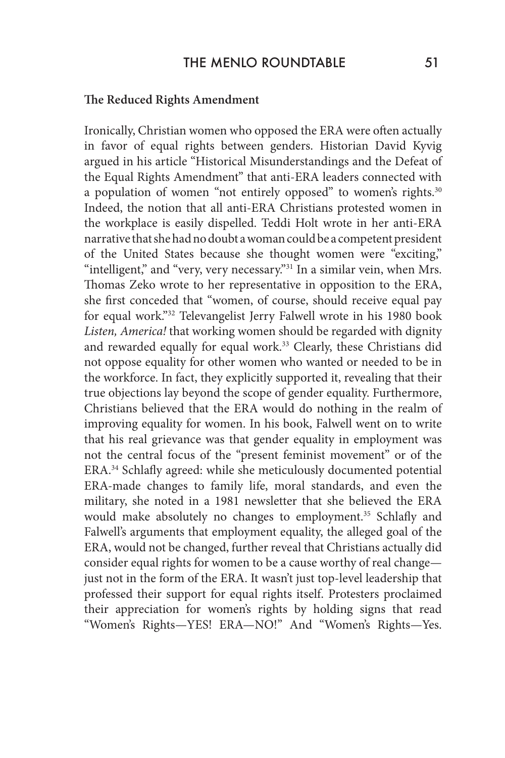**The Reduced Rights Amendment**

Ironically, Christian women who opposed the ERA were often actually in favor of equal rights between genders. Historian David Kyvig argued in his article "Historical Misunderstandings and the Defeat of the Equal Rights Amendment" that anti-ERA leaders connected with a population of women "not entirely opposed" to women's rights.[30] Indeed, the notion that all anti-ERA Christians protested women in the workplace is easily dispelled. Teddi Holt wrote in her anti-ERA narrative that she had no doubt a woman could be a competent president of the United States because she thought women were "exciting," "intelligent," and "very, very necessary."[31] In a similar vein, when Mrs. Thomas Zeko wrote to her representative in opposition to the ERA, she first conceded that "women, of course, should receive equal pay for equal work."[32] Televangelist Jerry Falwell wrote in his 1980 book *Listen, America!* that working women should be regarded with dignity and rewarded equally for equal work.[33] Clearly, these Christians did not oppose equality for other women who wanted or needed to be in the workforce. In fact, they explicitly supported it, revealing that their true objections lay beyond the scope of gender equality. Furthermore, Christians believed that the ERA would do nothing in the realm of improving equality for women. In his book, Falwell went on to write that his real grievance was that gender equality in employment was not the central focus of the "present feminist movement" or of the ERA.[34] Schlafly agreed: while she meticulously documented potential ERA-made changes to family life, moral standards, and even the military, she noted in a 1981 newsletter that she believed the ERA would make absolutely no changes to employment.[35] Schlafly and Falwell's arguments that employment equality, the alleged goal of the ERA, would not be changed, further reveal that Christians actually did consider equal rights for women to be a cause worthy of real change—just not in the form of the ERA. It wasn't just top-level leadership that professed their support for equal rights itself. Protesters proclaimed their appreciation for women's rights by holding signs that read "Women's Rights—YES! ERA—NO!" And "Women's Rights—Yes.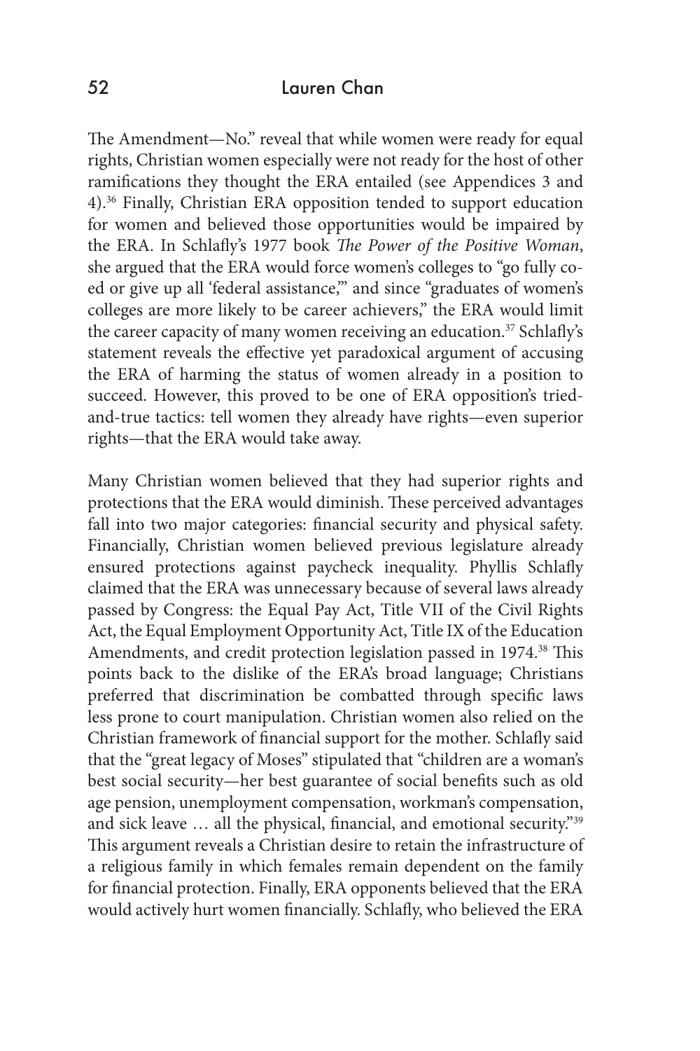The Amendment—No." reveal that while women were ready for equal rights, Christian women especially were not ready for the host of other ramifications they thought the ERA entailed (see Appendices 3 and 4).[36] Finally, Christian ERA opposition tended to support education for women and believed those opportunities would be impaired by the ERA. In Schlafly's 1977 book *The Power of the Positive Woman*, she argued that the ERA would force women's colleges to "go fully co-ed or give up all 'federal assistance,'" and since "graduates of women's colleges are more likely to be career achievers," the ERA would limit the career capacity of many women receiving an education.[37] Schlafly's statement reveals the effective yet paradoxical argument of accusing the ERA of harming the status of women already in a position to succeed. However, this proved to be one of ERA opposition's tried-and-true tactics: tell women they already have rights—even superior rights—that the ERA would take away.

Many Christian women believed that they had superior rights and protections that the ERA would diminish. These perceived advantages fall into two major categories: financial security and physical safety. Financially, Christian women believed previous legislature already ensured protections against paycheck inequality. Phyllis Schlafly claimed that the ERA was unnecessary because of several laws already passed by Congress: the Equal Pay Act, Title VII of the Civil Rights Act, the Equal Employment Opportunity Act, Title IX of the Education Amendments, and credit protection legislation passed in 1974.[38] This points back to the dislike of the ERA's broad language; Christians preferred that discrimination be combatted through specific laws less prone to court manipulation. Christian women also relied on the Christian framework of financial support for the mother. Schlafly said that the "great legacy of Moses" stipulated that "children are a woman's best social security—her best guarantee of social benefits such as old age pension, unemployment compensation, workman's compensation, and sick leave … all the physical, financial, and emotional security."[39] This argument reveals a Christian desire to retain the infrastructure of a religious family in which females remain dependent on the family for financial protection. Finally, ERA opponents believed that the ERA would actively hurt women financially. Schlafly, who believed the ERA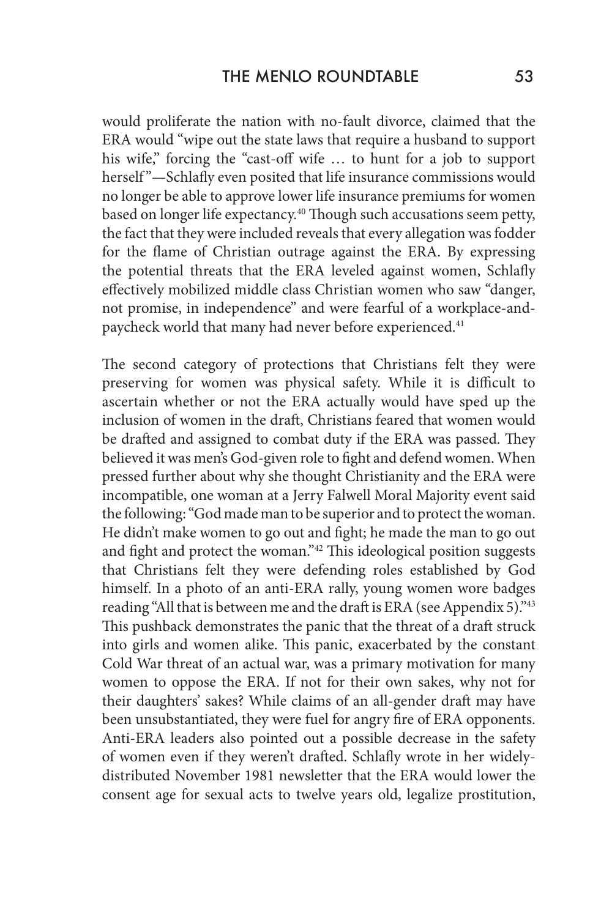would proliferate the nation with no-fault divorce, claimed that the ERA would "wipe out the state laws that require a husband to support his wife," forcing the "cast-off wife … to hunt for a job to support herself"—Schlafly even posited that life insurance commissions would no longer be able to approve lower life insurance premiums for women based on longer life expectancy.[40] Though such accusations seem petty, the fact that they were included reveals that every allegation was fodder for the flame of Christian outrage against the ERA. By expressing the potential threats that the ERA leveled against women, Schlafly effectively mobilized middle class Christian women who saw "danger, not promise, in independence" and were fearful of a workplace-and-paycheck world that many had never before experienced.[41]

The second category of protections that Christians felt they were preserving for women was physical safety. While it is difficult to ascertain whether or not the ERA actually would have sped up the inclusion of women in the draft, Christians feared that women would be drafted and assigned to combat duty if the ERA was passed. They believed it was men's God-given role to fight and defend women. When pressed further about why she thought Christianity and the ERA were incompatible, one woman at a Jerry Falwell Moral Majority event said the following: "God made man to be superior and to protect the woman. He didn't make women to go out and fight; he made the man to go out and fight and protect the woman."[42] This ideological position suggests that Christians felt they were defending roles established by God himself. In a photo of an anti-ERA rally, young women wore badges reading "All that is between me and the draft is ERA (see Appendix 5)."[43] This pushback demonstrates the panic that the threat of a draft struck into girls and women alike. This panic, exacerbated by the constant Cold War threat of an actual war, was a primary motivation for many women to oppose the ERA. If not for their own sakes, why not for their daughters' sakes? While claims of an all-gender draft may have been unsubstantiated, they were fuel for angry fire of ERA opponents. Anti-ERA leaders also pointed out a possible decrease in the safety of women even if they weren't drafted. Schlafly wrote in her widely-distributed November 1981 newsletter that the ERA would lower the consent age for sexual acts to twelve years old, legalize prostitution,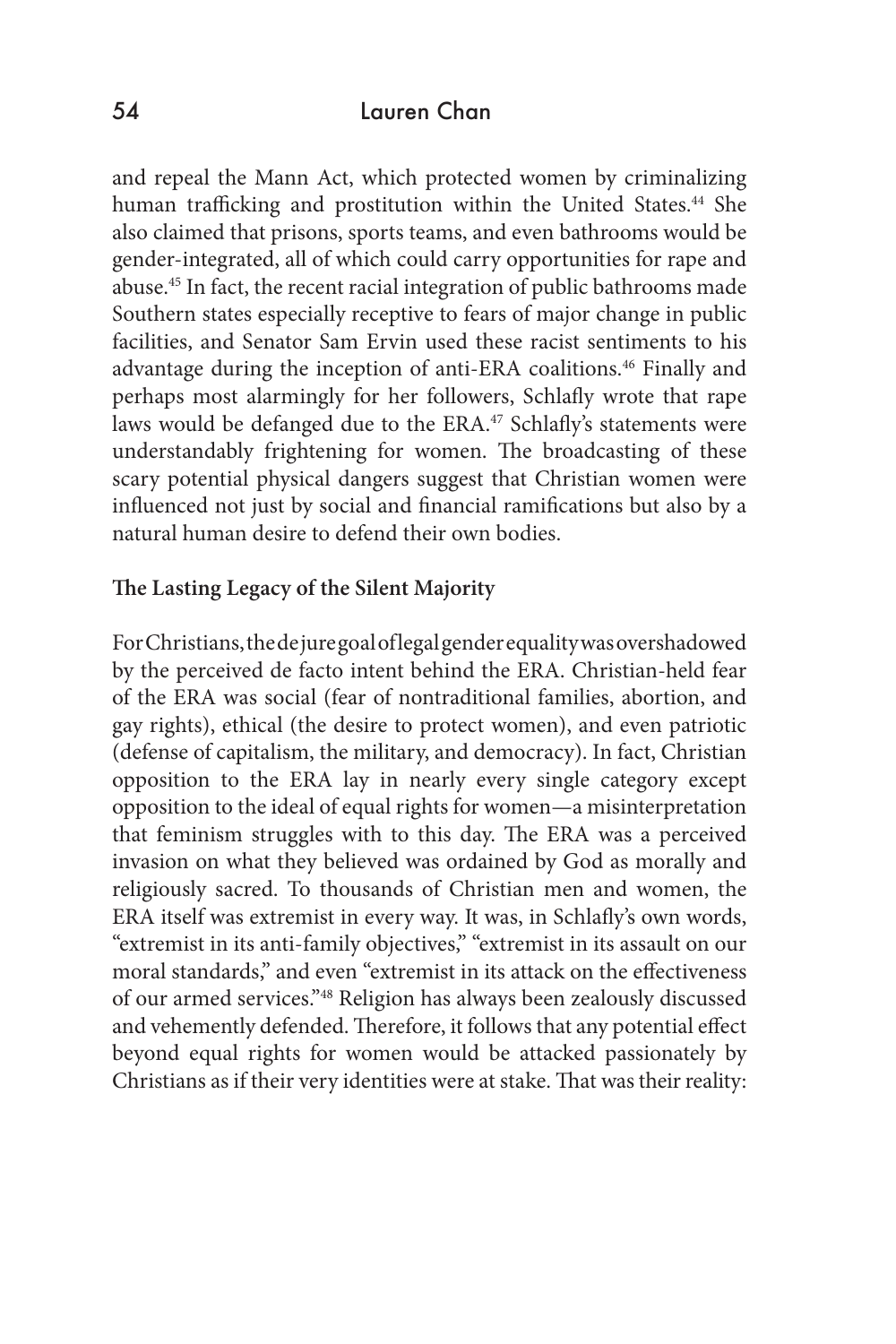and repeal the Mann Act, which protected women by criminalizing human trafficking and prostitution within the United States.[44] She also claimed that prisons, sports teams, and even bathrooms would be gender-integrated, all of which could carry opportunities for rape and abuse.[45] In fact, the recent racial integration of public bathrooms made Southern states especially receptive to fears of major change in public facilities, and Senator Sam Ervin used these racist sentiments to his advantage during the inception of anti-ERA coalitions.[46] Finally and perhaps most alarmingly for her followers, Schlafly wrote that rape laws would be defanged due to the ERA.[47] Schlafly's statements were understandably frightening for women. The broadcasting of these scary potential physical dangers suggest that Christian women were influenced not just by social and financial ramifications but also by a natural human desire to defend their own bodies.

## The Lasting Legacy of the Silent Majority

For Christians, the de jure goal of legal gender equality was overshadowed by the perceived de facto intent behind the ERA. Christian-held fear of the ERA was social (fear of nontraditional families, abortion, and gay rights), ethical (the desire to protect women), and even patriotic (defense of capitalism, the military, and democracy). In fact, Christian opposition to the ERA lay in nearly every single category except opposition to the ideal of equal rights for women—a misinterpretation that feminism struggles with to this day. The ERA was a perceived invasion on what they believed was ordained by God as morally and religiously sacred. To thousands of Christian men and women, the ERA itself was extremist in every way. It was, in Schlafly's own words, "extremist in its anti-family objectives," "extremist in its assault on our moral standards," and even "extremist in its attack on the effectiveness of our armed services."[48] Religion has always been zealously discussed and vehemently defended. Therefore, it follows that any potential effect beyond equal rights for women would be attacked passionately by Christians as if their very identities were at stake. That was their reality: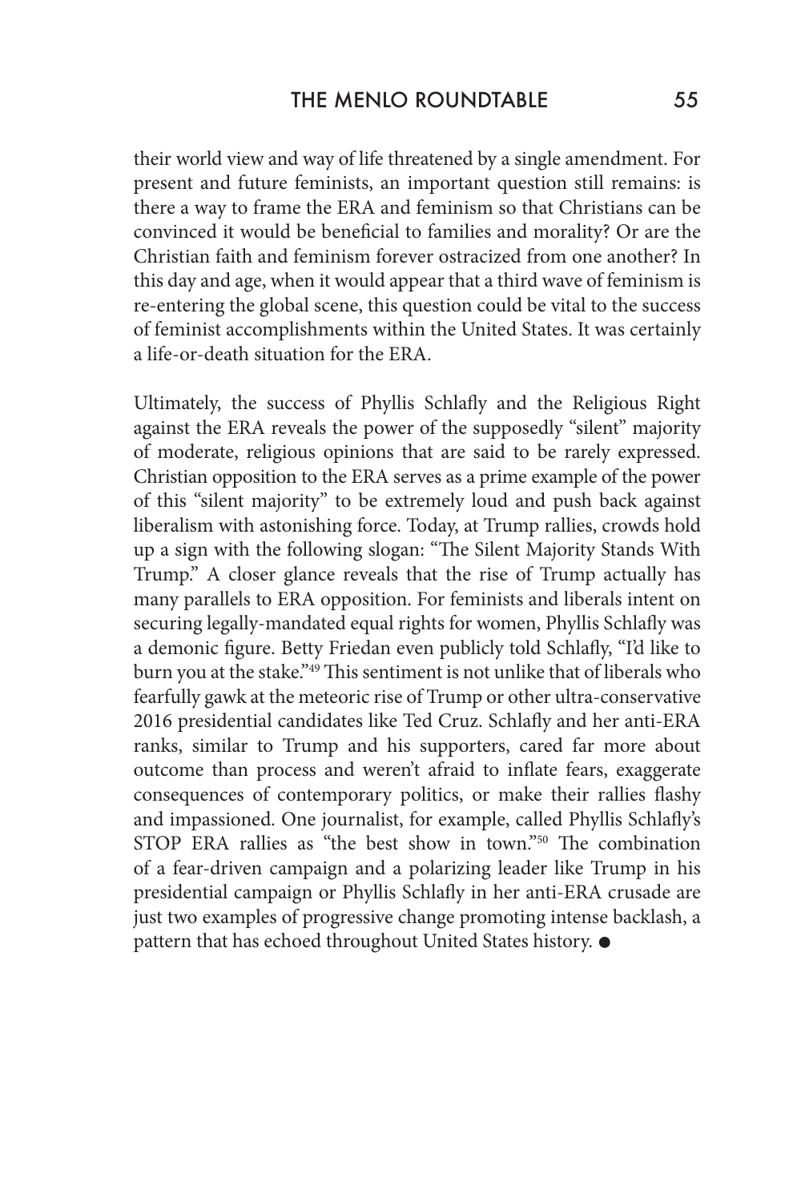their world view and way of life threatened by a single amendment. For present and future feminists, an important question still remains: is there a way to frame the ERA and feminism so that Christians can be convinced it would be beneficial to families and morality? Or are the Christian faith and feminism forever ostracized from one another? In this day and age, when it would appear that a third wave of feminism is re-entering the global scene, this question could be vital to the success of feminist accomplishments within the United States. It was certainly a life-or-death situation for the ERA.

Ultimately, the success of Phyllis Schlafly and the Religious Right against the ERA reveals the power of the supposedly "silent" majority of moderate, religious opinions that are said to be rarely expressed. Christian opposition to the ERA serves as a prime example of the power of this "silent majority" to be extremely loud and push back against liberalism with astonishing force. Today, at Trump rallies, crowds hold up a sign with the following slogan: "The Silent Majority Stands With Trump." A closer glance reveals that the rise of Trump actually has many parallels to ERA opposition. For feminists and liberals intent on securing legally-mandated equal rights for women, Phyllis Schlafly was a demonic figure. Betty Friedan even publicly told Schlafly, "I'd like to burn you at the stake."[49] This sentiment is not unlike that of liberals who fearfully gawk at the meteoric rise of Trump or other ultra-conservative 2016 presidential candidates like Ted Cruz. Schlafly and her anti-ERA ranks, similar to Trump and his supporters, cared far more about outcome than process and weren't afraid to inflate fears, exaggerate consequences of contemporary politics, or make their rallies flashy and impassioned. One journalist, for example, called Phyllis Schlafly's STOP ERA rallies as "the best show in town."[50] The combination of a fear-driven campaign and a polarizing leader like Trump in his presidential campaign or Phyllis Schlafly in her anti-ERA crusade are just two examples of progressive change promoting intense backlash, a pattern that has echoed throughout United States history. ●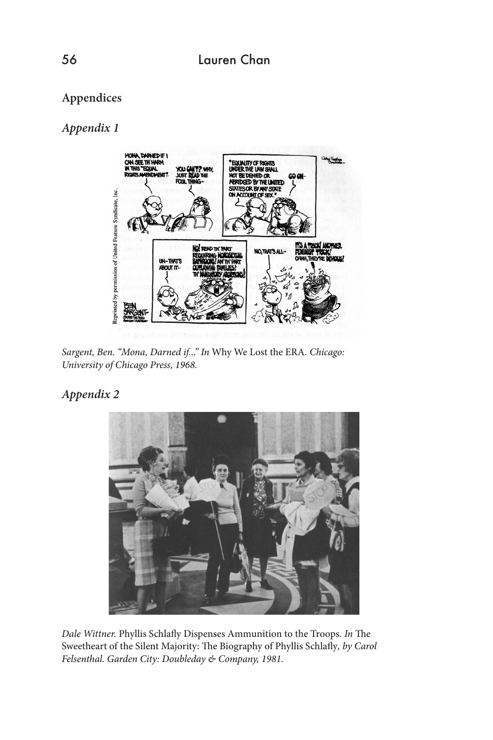## Appendices

### *Appendix 1*

*Sargent, Ben. "Mona, Darned if..." In* Why We Lost the ERA. *Chicago: University of Chicago Press, 1968.*

### *Appendix 2*

*Dale Wittner.* Phyllis Schlafly Dispenses Ammunition to the Troops. *In* The Sweetheart of the Silent Majority: The Biography of Phyllis Schlafly, *by Carol Felsenthal. Garden City: Doubleday & Company, 1981.*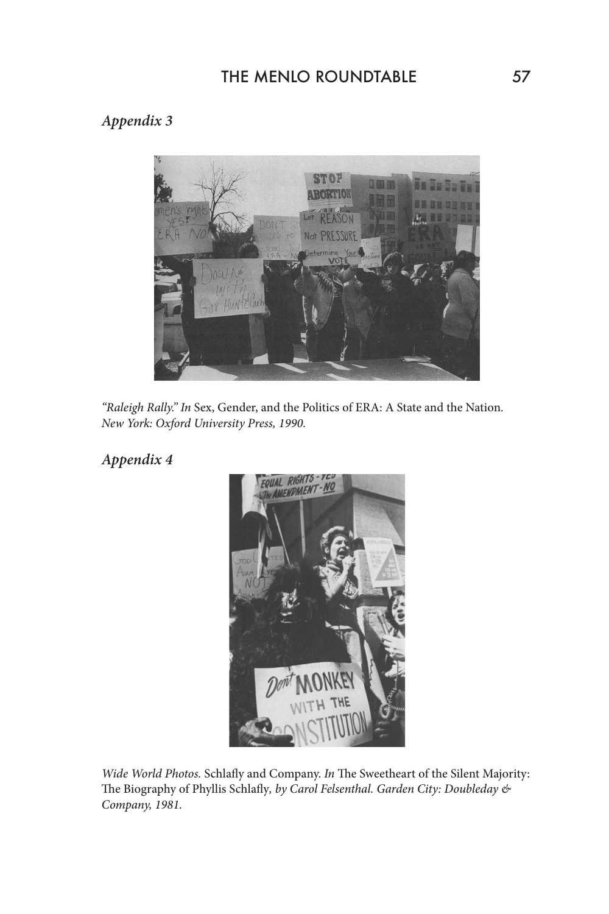## *Appendix 3*

*"Raleigh Rally." In* Sex, Gender, and the Politics of ERA: A State and the Nation*. New York: Oxford University Press, 1990.*

## *Appendix 4*

*Wide World Photos.* Schlafly and Company*. In* The Sweetheart of the Silent Majority: The Biography of Phyllis Schlafly*, by Carol Felsenthal. Garden City: Doubleday & Company, 1981.*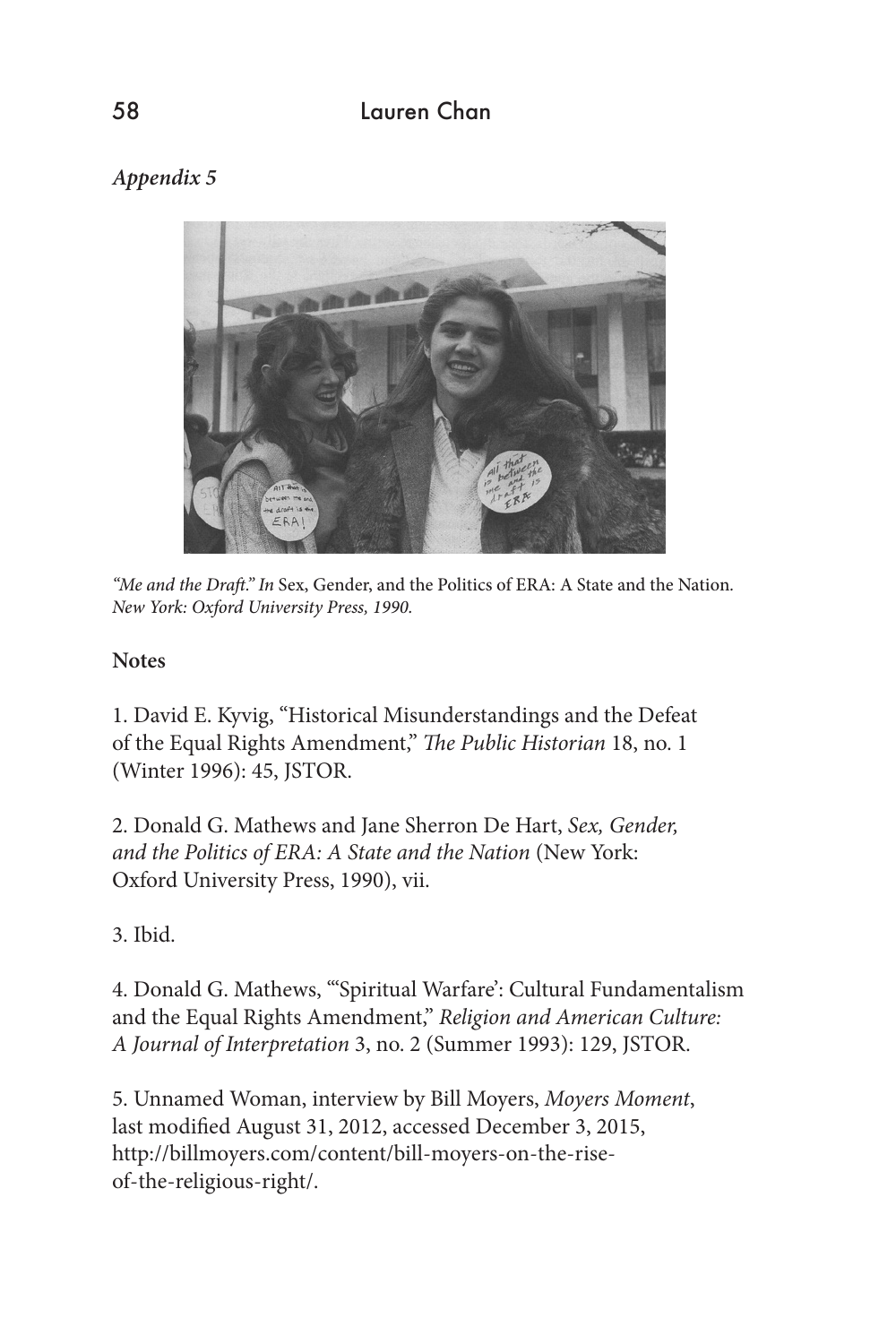*Appendix 5*

*"Me and the Draft." In* Sex, Gender, and the Politics of ERA: A State and the Nation. *New York: Oxford University Press, 1990.*

**Notes**

1. David E. Kyvig, "Historical Misunderstandings and the Defeat of the Equal Rights Amendment," *The Public Historian* 18, no. 1 (Winter 1996): 45, JSTOR.

2. Donald G. Mathews and Jane Sherron De Hart, *Sex, Gender, and the Politics of ERA: A State and the Nation* (New York: Oxford University Press, 1990), vii.

3. Ibid.

4. Donald G. Mathews, "'Spiritual Warfare': Cultural Fundamentalism and the Equal Rights Amendment," *Religion and American Culture: A Journal of Interpretation* 3, no. 2 (Summer 1993): 129, JSTOR.

5. Unnamed Woman, interview by Bill Moyers, *Moyers Moment*, last modified August 31, 2012, accessed December 3, 2015, http://billmoyers.com/content/bill-moyers-on-the-rise-of-the-religious-right/.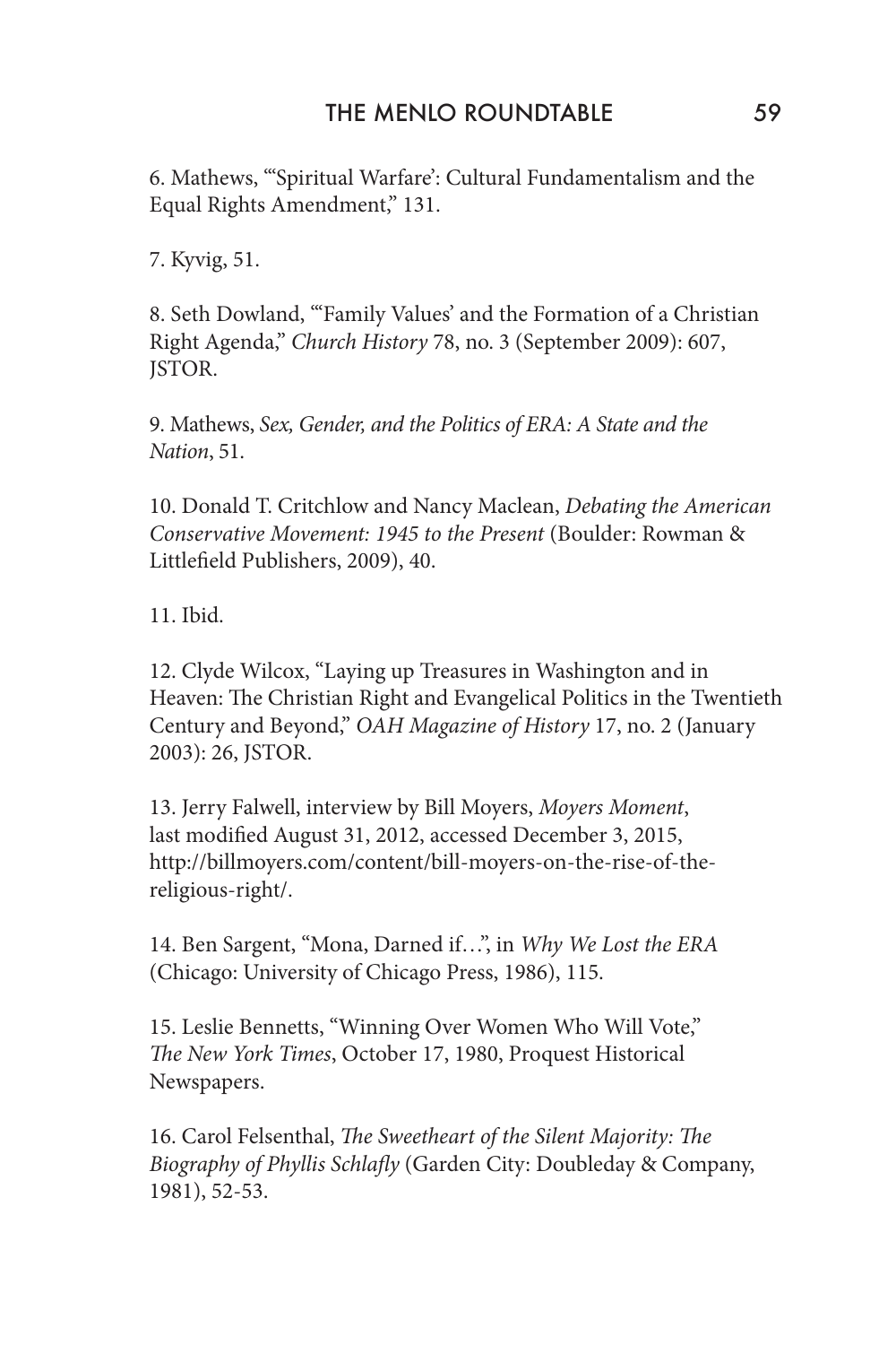6. Mathews, "'Spiritual Warfare': Cultural Fundamentalism and the Equal Rights Amendment," 131.

7. Kyvig, 51.

8. Seth Dowland, "'Family Values' and the Formation of a Christian Right Agenda," *Church History* 78, no. 3 (September 2009): 607, JSTOR.

9. Mathews, *Sex, Gender, and the Politics of ERA: A State and the Nation*, 51.

10. Donald T. Critchlow and Nancy Maclean, *Debating the American Conservative Movement: 1945 to the Present* (Boulder: Rowman & Littlefield Publishers, 2009), 40.

11. Ibid.

12. Clyde Wilcox, "Laying up Treasures in Washington and in Heaven: The Christian Right and Evangelical Politics in the Twentieth Century and Beyond," *OAH Magazine of History* 17, no. 2 (January 2003): 26, JSTOR.

13. Jerry Falwell, interview by Bill Moyers, *Moyers Moment*, last modified August 31, 2012, accessed December 3, 2015, http://billmoyers.com/content/bill-moyers-on-the-rise-of-the-religious-right/.

14. Ben Sargent, "Mona, Darned if…", in *Why We Lost the ERA* (Chicago: University of Chicago Press, 1986), 115.

15. Leslie Bennetts, "Winning Over Women Who Will Vote," *The New York Times*, October 17, 1980, Proquest Historical Newspapers.

16. Carol Felsenthal, *The Sweetheart of the Silent Majority: The Biography of Phyllis Schlafly* (Garden City: Doubleday & Company, 1981), 52-53.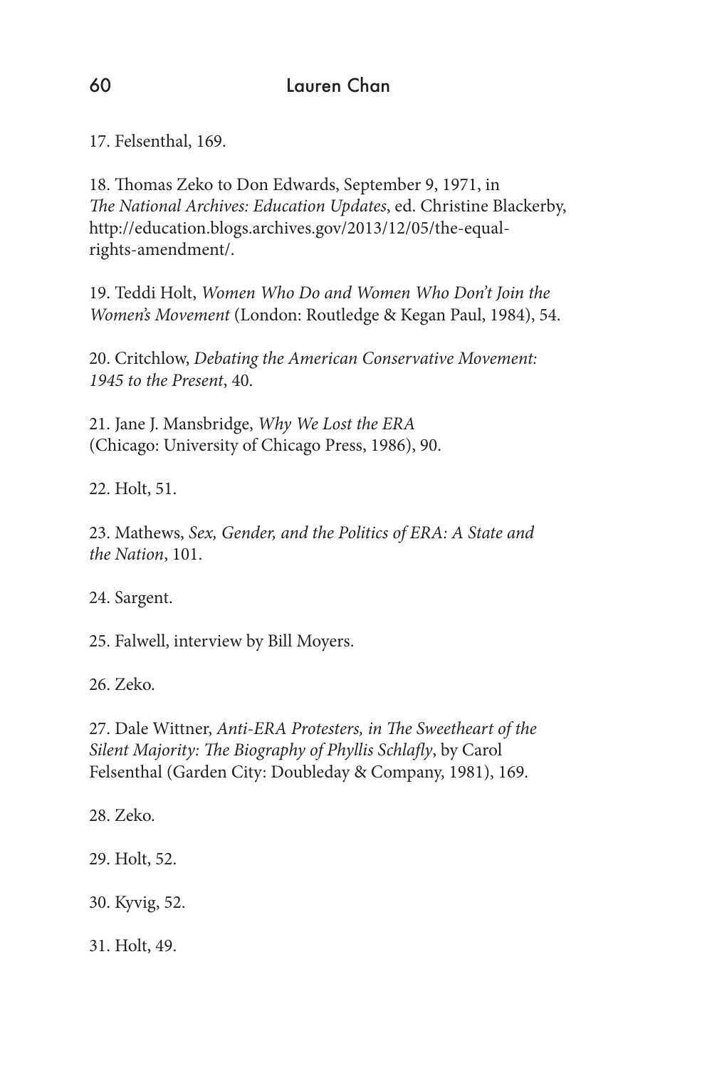17. Felsenthal, 169.

18. Thomas Zeko to Don Edwards, September 9, 1971, in *The National Archives: Education Updates*, ed. Christine Blackerby, http://education.blogs.archives.gov/2013/12/05/the-equal-rights-amendment/.

19. Teddi Holt, *Women Who Do and Women Who Don't Join the Women's Movement* (London: Routledge & Kegan Paul, 1984), 54.

20. Critchlow, *Debating the American Conservative Movement: 1945 to the Present*, 40.

21. Jane J. Mansbridge, *Why We Lost the ERA* (Chicago: University of Chicago Press, 1986), 90.

22. Holt, 51.

23. Mathews, *Sex, Gender, and the Politics of ERA: A State and the Nation*, 101.

24. Sargent.

25. Falwell, interview by Bill Moyers.

26. Zeko.

27. Dale Wittner, *Anti-ERA Protesters, in The Sweetheart of the Silent Majority: The Biography of Phyllis Schlafly*, by Carol Felsenthal (Garden City: Doubleday & Company, 1981), 169.

28. Zeko.

29. Holt, 52.

30. Kyvig, 52.

31. Holt, 49.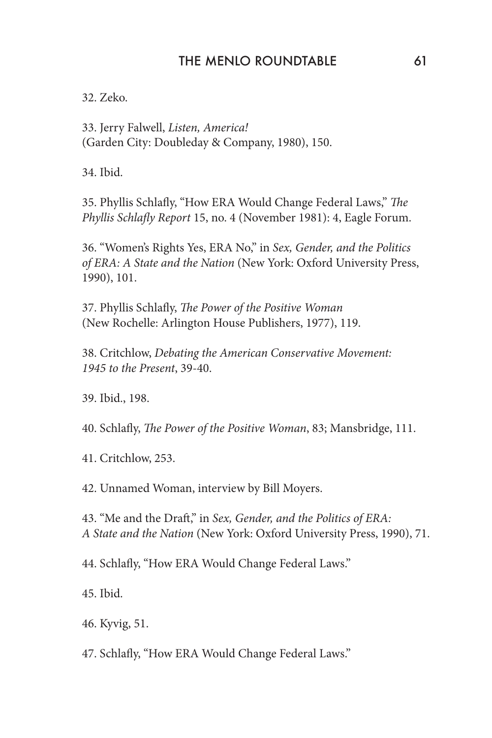32. Zeko.

33. Jerry Falwell, *Listen, America!* (Garden City: Doubleday & Company, 1980), 150.

34. Ibid.

35. Phyllis Schlafly, "How ERA Would Change Federal Laws," *The Phyllis Schlafly Report* 15, no. 4 (November 1981): 4, Eagle Forum.

36. "Women's Rights Yes, ERA No," in *Sex, Gender, and the Politics of ERA: A State and the Nation* (New York: Oxford University Press, 1990), 101.

37. Phyllis Schlafly, *The Power of the Positive Woman* (New Rochelle: Arlington House Publishers, 1977), 119.

38. Critchlow, *Debating the American Conservative Movement: 1945 to the Present*, 39-40.

39. Ibid., 198.

40. Schlafly, *The Power of the Positive Woman*, 83; Mansbridge, 111.

41. Critchlow, 253.

42. Unnamed Woman, interview by Bill Moyers.

43. "Me and the Draft," in *Sex, Gender, and the Politics of ERA: A State and the Nation* (New York: Oxford University Press, 1990), 71.

44. Schlafly, "How ERA Would Change Federal Laws."

45. Ibid.

46. Kyvig, 51.

47. Schlafly, "How ERA Would Change Federal Laws."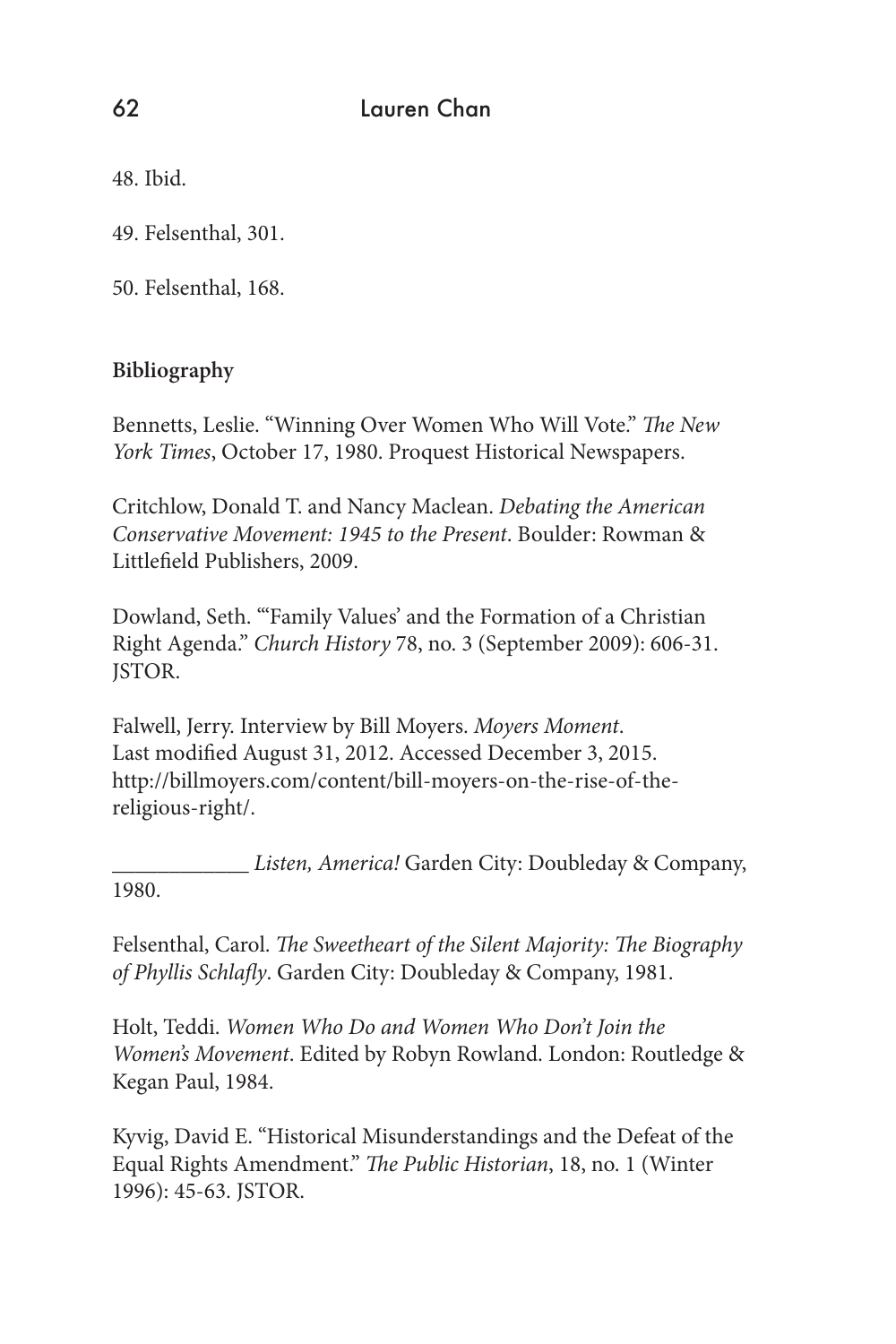48. Ibid.

49. Felsenthal, 301.

50. Felsenthal, 168.

**Bibliography**

Bennetts, Leslie. "Winning Over Women Who Will Vote." *The New York Times*, October 17, 1980. Proquest Historical Newspapers.

Critchlow, Donald T. and Nancy Maclean. *Debating the American Conservative Movement: 1945 to the Present*. Boulder: Rowman & Littlefield Publishers, 2009.

Dowland, Seth. "'Family Values' and the Formation of a Christian Right Agenda." *Church History* 78, no. 3 (September 2009): 606-31. JSTOR.

Falwell, Jerry. Interview by Bill Moyers. *Moyers Moment*. Last modified August 31, 2012. Accessed December 3, 2015. http://billmoyers.com/content/bill-moyers-on-the-rise-of-the-religious-right/.

____________ *Listen, America!* Garden City: Doubleday & Company, 1980.

Felsenthal, Carol. *The Sweetheart of the Silent Majority: The Biography of Phyllis Schlafly*. Garden City: Doubleday & Company, 1981.

Holt, Teddi. *Women Who Do and Women Who Don't Join the Women's Movement*. Edited by Robyn Rowland. London: Routledge & Kegan Paul, 1984.

Kyvig, David E. "Historical Misunderstandings and the Defeat of the Equal Rights Amendment." *The Public Historian*, 18, no. 1 (Winter 1996): 45-63. JSTOR.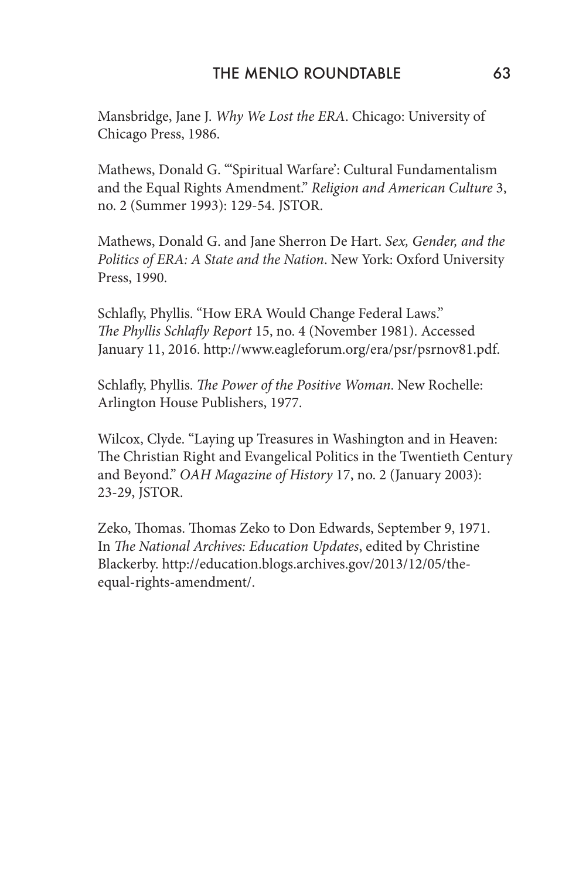Mansbridge, Jane J. *Why We Lost the ERA*. Chicago: University of Chicago Press, 1986.

Mathews, Donald G. "'Spiritual Warfare': Cultural Fundamentalism and the Equal Rights Amendment." *Religion and American Culture* 3, no. 2 (Summer 1993): 129-54. JSTOR.

Mathews, Donald G. and Jane Sherron De Hart. *Sex, Gender, and the Politics of ERA: A State and the Nation*. New York: Oxford University Press, 1990.

Schlafly, Phyllis. "How ERA Would Change Federal Laws." *The Phyllis Schlafly Report* 15, no. 4 (November 1981). Accessed January 11, 2016. http://www.eagleforum.org/era/psr/psrnov81.pdf.

Schlafly, Phyllis. *The Power of the Positive Woman*. New Rochelle: Arlington House Publishers, 1977.

Wilcox, Clyde. "Laying up Treasures in Washington and in Heaven: The Christian Right and Evangelical Politics in the Twentieth Century and Beyond." *OAH Magazine of History* 17, no. 2 (January 2003): 23-29, JSTOR.

Zeko, Thomas. Thomas Zeko to Don Edwards, September 9, 1971. In *The National Archives: Education Updates*, edited by Christine Blackerby. http://education.blogs.archives.gov/2013/12/05/the-equal-rights-amendment/.